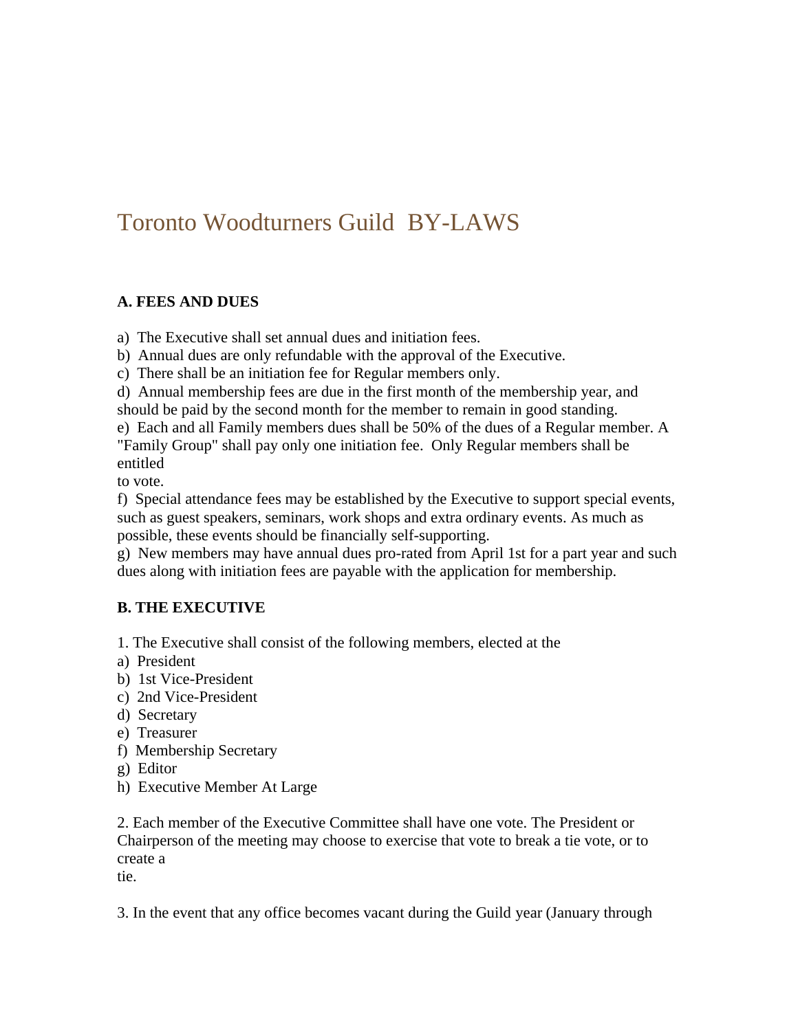# Toronto Woodturners Guild BY-LAWS

**A. FEES AND DUES**

a) The Executive shall set annual dues and initiation fees.
b) Annual dues are only refundable with the approval of the Executive.
c) There shall be an initiation fee for Regular members only.
d) Annual membership fees are due in the first month of the membership year, and should be paid by the second month for the member to remain in good standing.
e) Each and all Family members dues shall be 50% of the dues of a Regular member. A "Family Group" shall pay only one initiation fee. Only Regular members shall be entitled to vote.
f) Special attendance fees may be established by the Executive to support special events, such as guest speakers, seminars, work shops and extra ordinary events. As much as possible, these events should be financially self-supporting.
g) New members may have annual dues pro-rated from April 1st for a part year and such dues along with initiation fees are payable with the application for membership.

**B. THE EXECUTIVE**

1. The Executive shall consist of the following members, elected at the

a) President
b) 1st Vice-President
c) 2nd Vice-President
d) Secretary
e) Treasurer
f) Membership Secretary
g) Editor
h) Executive Member At Large

2. Each member of the Executive Committee shall have one vote. The President or Chairperson of the meeting may choose to exercise that vote to break a tie vote, or to create a tie.

3. In the event that any office becomes vacant during the Guild year (January through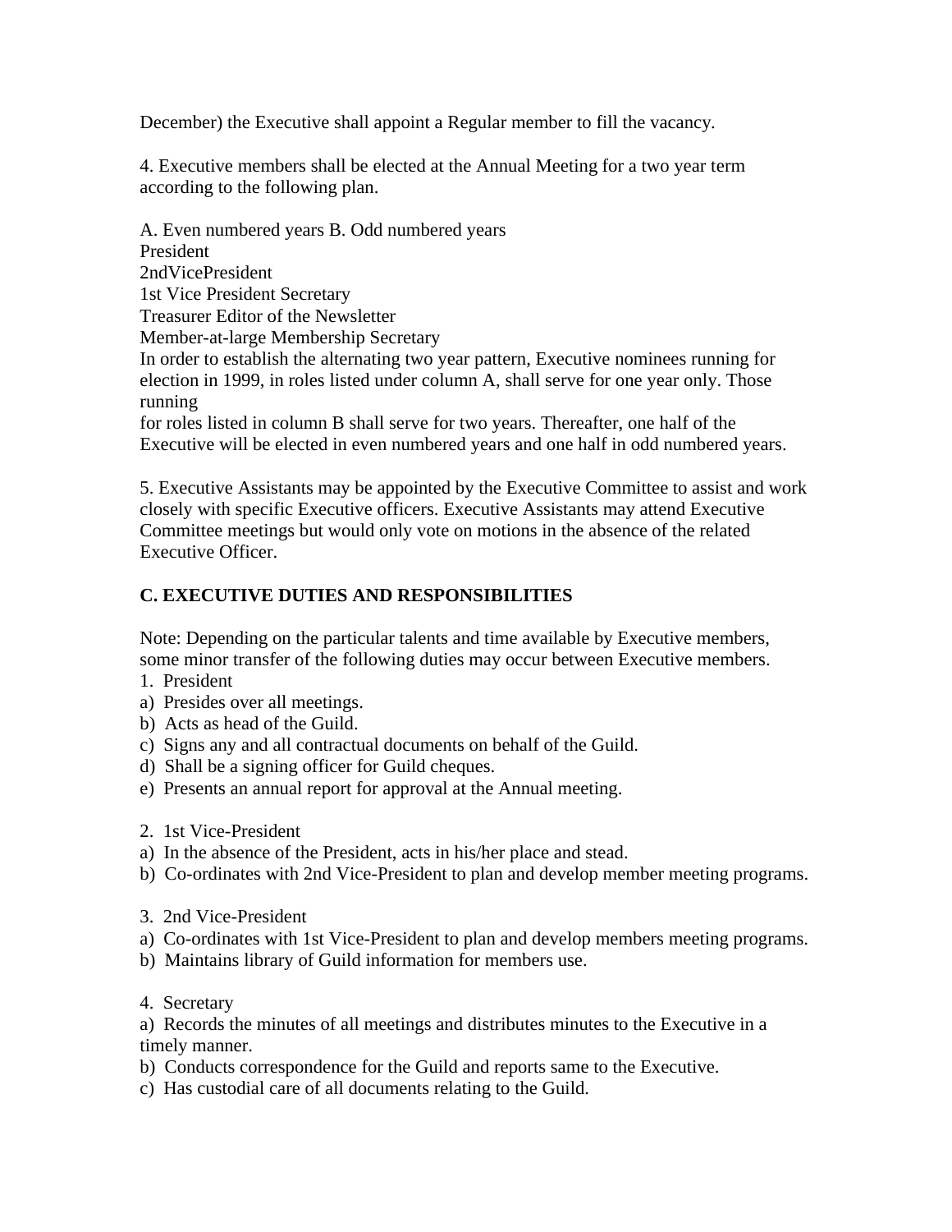December) the Executive shall appoint a Regular member to fill the vacancy.

4. Executive members shall be elected at the Annual Meeting for a two year term according to the following plan.

A. Even numbered years B. Odd numbered years
President
2ndVicePresident
1st Vice President Secretary
Treasurer Editor of the Newsletter
Member-at-large Membership Secretary
In order to establish the alternating two year pattern, Executive nominees running for election in 1999, in roles listed under column A, shall serve for one year only. Those running
for roles listed in column B shall serve for two years. Thereafter, one half of the Executive will be elected in even numbered years and one half in odd numbered years.

5. Executive Assistants may be appointed by the Executive Committee to assist and work closely with specific Executive officers. Executive Assistants may attend Executive Committee meetings but would only vote on motions in the absence of the related Executive Officer.

**C. EXECUTIVE DUTIES AND RESPONSIBILITIES**

Note: Depending on the particular talents and time available by Executive members, some minor transfer of the following duties may occur between Executive members.

1. President
a) Presides over all meetings.
b) Acts as head of the Guild.
c) Signs any and all contractual documents on behalf of the Guild.
d) Shall be a signing officer for Guild cheques.
e) Presents an annual report for approval at the Annual meeting.

2. 1st Vice-President
a) In the absence of the President, acts in his/her place and stead.
b) Co-ordinates with 2nd Vice-President to plan and develop member meeting programs.

3. 2nd Vice-President
a) Co-ordinates with 1st Vice-President to plan and develop members meeting programs.
b) Maintains library of Guild information for members use.

4. Secretary
a) Records the minutes of all meetings and distributes minutes to the Executive in a timely manner.
b) Conducts correspondence for the Guild and reports same to the Executive.
c) Has custodial care of all documents relating to the Guild.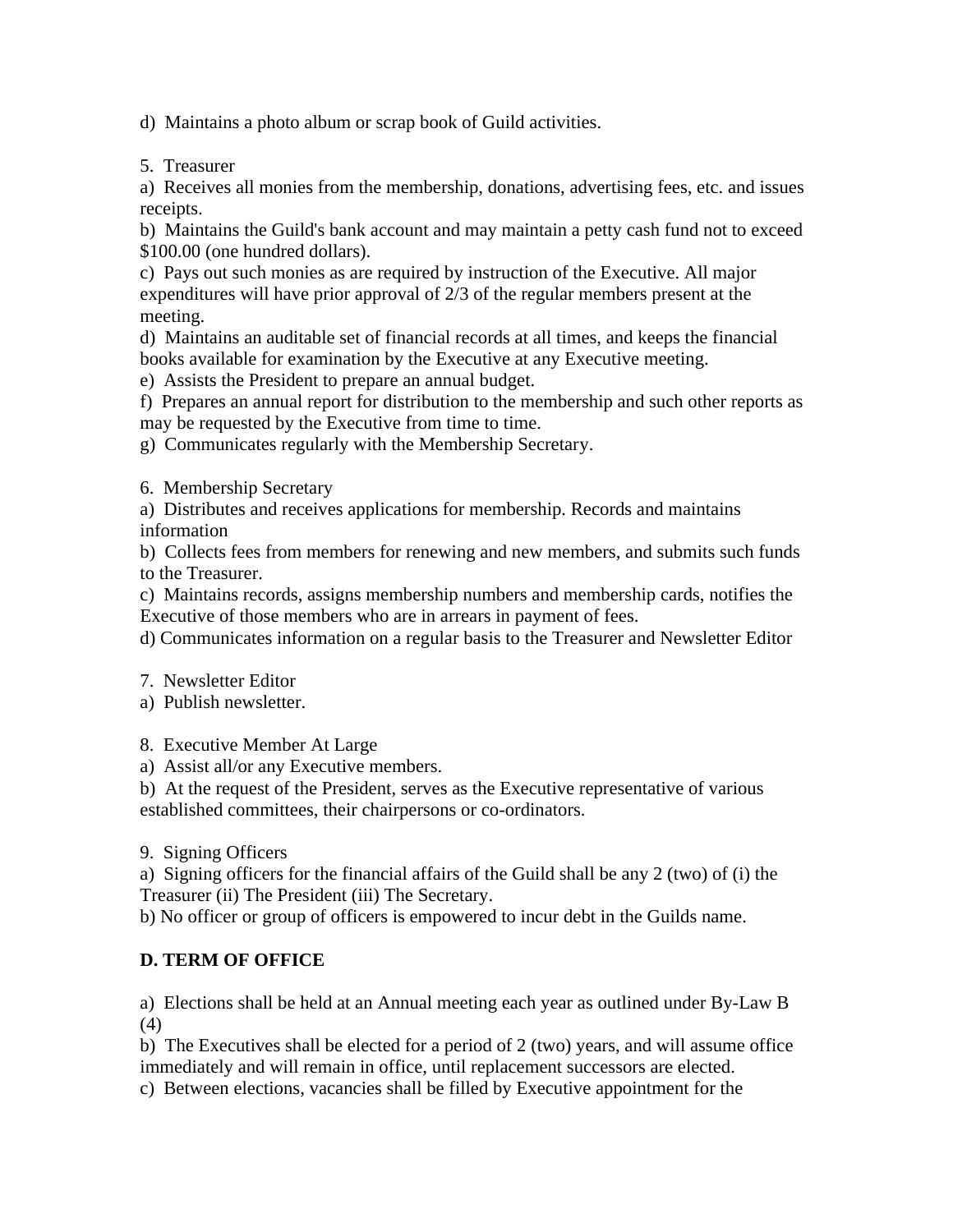d) Maintains a photo album or scrap book of Guild activities.

5. Treasurer
a) Receives all monies from the membership, donations, advertising fees, etc. and issues receipts.
b) Maintains the Guild's bank account and may maintain a petty cash fund not to exceed $100.00 (one hundred dollars).
c) Pays out such monies as are required by instruction of the Executive. All major expenditures will have prior approval of 2/3 of the regular members present at the meeting.
d) Maintains an auditable set of financial records at all times, and keeps the financial books available for examination by the Executive at any Executive meeting.
e) Assists the President to prepare an annual budget.
f) Prepares an annual report for distribution to the membership and such other reports as may be requested by the Executive from time to time.
g) Communicates regularly with the Membership Secretary.

6. Membership Secretary
a) Distributes and receives applications for membership. Records and maintains information
b) Collects fees from members for renewing and new members, and submits such funds to the Treasurer.
c) Maintains records, assigns membership numbers and membership cards, notifies the Executive of those members who are in arrears in payment of fees.
d) Communicates information on a regular basis to the Treasurer and Newsletter Editor

7. Newsletter Editor
a) Publish newsletter.

8. Executive Member At Large
a) Assist all/or any Executive members.
b) At the request of the President, serves as the Executive representative of various established committees, their chairpersons or co-ordinators.

9. Signing Officers
a) Signing officers for the financial affairs of the Guild shall be any 2 (two) of (i) the Treasurer (ii) The President (iii) The Secretary.
b) No officer or group of officers is empowered to incur debt in the Guilds name.

**D. TERM OF OFFICE**

a) Elections shall be held at an Annual meeting each year as outlined under By-Law B (4)
b) The Executives shall be elected for a period of 2 (two) years, and will assume office immediately and will remain in office, until replacement successors are elected.
c) Between elections, vacancies shall be filled by Executive appointment for the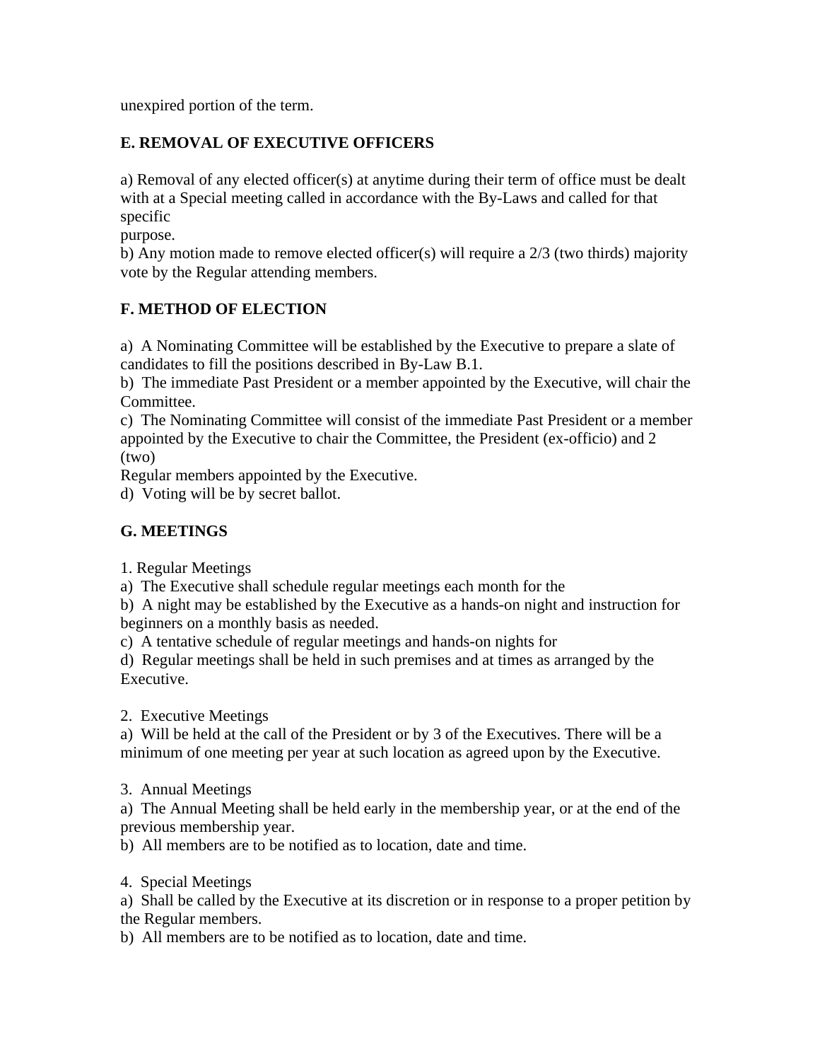unexpired portion of the term.

**E. REMOVAL OF EXECUTIVE OFFICERS**

a) Removal of any elected officer(s) at anytime during their term of office must be dealt with at a Special meeting called in accordance with the By-Laws and called for that specific purpose.
b) Any motion made to remove elected officer(s) will require a 2/3 (two thirds) majority vote by the Regular attending members.

**F. METHOD OF ELECTION**

a) A Nominating Committee will be established by the Executive to prepare a slate of candidates to fill the positions described in By-Law B.1.
b) The immediate Past President or a member appointed by the Executive, will chair the Committee.
c) The Nominating Committee will consist of the immediate Past President or a member appointed by the Executive to chair the Committee, the President (ex-officio) and 2 (two) Regular members appointed by the Executive.
d) Voting will be by secret ballot.

**G. MEETINGS**

1. Regular Meetings
a) The Executive shall schedule regular meetings each month for the
b) A night may be established by the Executive as a hands-on night and instruction for beginners on a monthly basis as needed.
c) A tentative schedule of regular meetings and hands-on nights for
d) Regular meetings shall be held in such premises and at times as arranged by the Executive.

2. Executive Meetings
a) Will be held at the call of the President or by 3 of the Executives. There will be a minimum of one meeting per year at such location as agreed upon by the Executive.

3. Annual Meetings
a) The Annual Meeting shall be held early in the membership year, or at the end of the previous membership year.
b) All members are to be notified as to location, date and time.

4. Special Meetings
a) Shall be called by the Executive at its discretion or in response to a proper petition by the Regular members.
b) All members are to be notified as to location, date and time.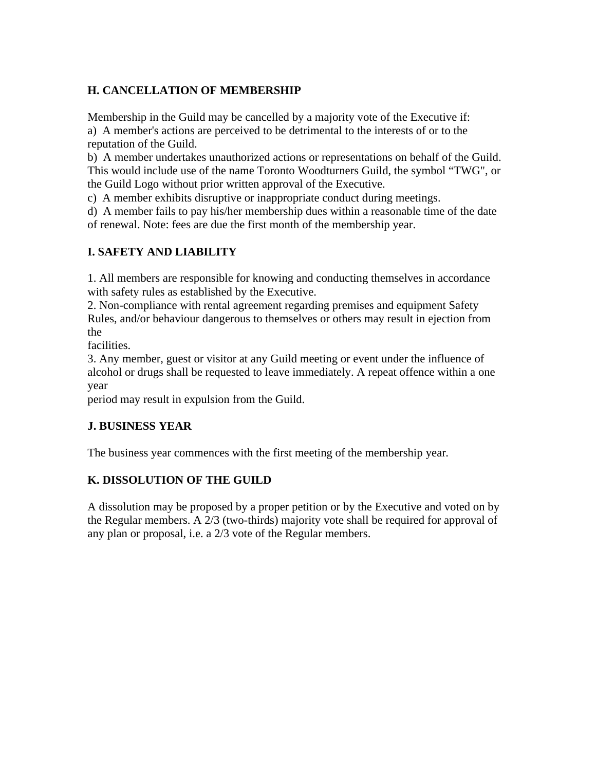## H. CANCELLATION OF MEMBERSHIP

Membership in the Guild may be cancelled by a majority vote of the Executive if:

a) A member's actions are perceived to be detrimental to the interests of or to the reputation of the Guild.

b) A member undertakes unauthorized actions or representations on behalf of the Guild. This would include use of the name Toronto Woodturners Guild, the symbol "TWG", or the Guild Logo without prior written approval of the Executive.

c) A member exhibits disruptive or inappropriate conduct during meetings.

d) A member fails to pay his/her membership dues within a reasonable time of the date of renewal. Note: fees are due the first month of the membership year.

## I. SAFETY AND LIABILITY

1. All members are responsible for knowing and conducting themselves in accordance with safety rules as established by the Executive.
2. Non-compliance with rental agreement regarding premises and equipment Safety Rules, and/or behaviour dangerous to themselves or others may result in ejection from the facilities.
3. Any member, guest or visitor at any Guild meeting or event under the influence of alcohol or drugs shall be requested to leave immediately. A repeat offence within a one year period may result in expulsion from the Guild.

## J. BUSINESS YEAR

The business year commences with the first meeting of the membership year.

## K. DISSOLUTION OF THE GUILD

A dissolution may be proposed by a proper petition or by the Executive and voted on by the Regular members. A 2/3 (two-thirds) majority vote shall be required for approval of any plan or proposal, i.e. a 2/3 vote of the Regular members.